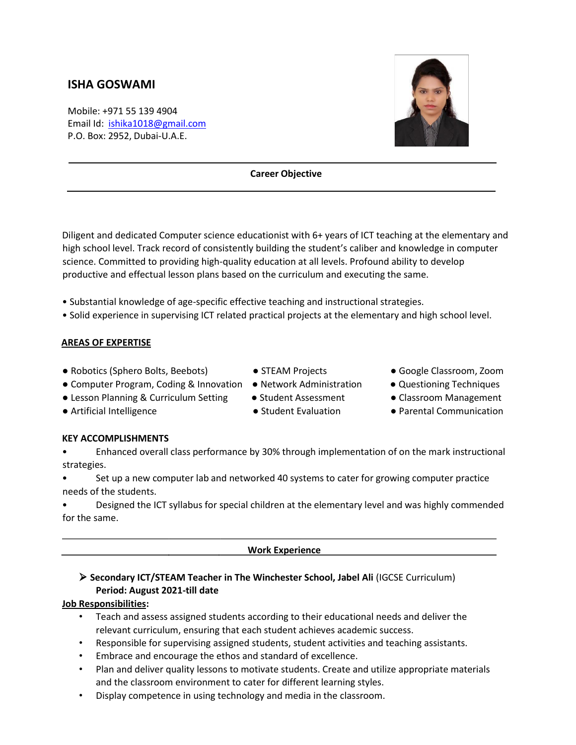# ISHA GOSWAMI

Mobile: +971 55 139 4904
Email Id: ishika1018@gmail.com
P.O. Box: 2952, Dubai-U.A.E.

## Career Objective

Diligent and dedicated Computer science educationist with 6+ years of ICT teaching at the elementary and high school level. Track record of consistently building the student's caliber and knowledge in computer science. Committed to providing high-quality education at all levels. Profound ability to develop productive and effectual lesson plans based on the curriculum and executing the same.

- Substantial knowledge of age-specific effective teaching and instructional strategies.
- Solid experience in supervising ICT related practical projects at the elementary and high school level.

## AREAS OF EXPERTISE

- Robotics (Sphero Bolts, Beebots)
- Computer Program, Coding & Innovation
- Lesson Planning & Curriculum Setting
- Artificial Intelligence
- STEAM Projects
- Network Administration
- Student Assessment
- Student Evaluation
- Google Classroom, Zoom
- Questioning Techniques
- Classroom Management
- Parental Communication

## KEY ACCOMPLISHMENTS

- Enhanced overall class performance by 30% through implementation of on the mark instructional strategies.
- Set up a new computer lab and networked 40 systems to cater for growing computer practice needs of the students.
- Designed the ICT syllabus for special children at the elementary level and was highly commended for the same.

## Work Experience

- **Secondary ICT/STEAM Teacher in The Winchester School, Jabel Ali** (IGCSE Curriculum)
  **Period: August 2021-till date**

**Job Responsibilities:**

- Teach and assess assigned students according to their educational needs and deliver the relevant curriculum, ensuring that each student achieves academic success.
- Responsible for supervising assigned students, student activities and teaching assistants.
- Embrace and encourage the ethos and standard of excellence.
- Plan and deliver quality lessons to motivate students. Create and utilize appropriate materials and the classroom environment to cater for different learning styles.
- Display competence in using technology and media in the classroom.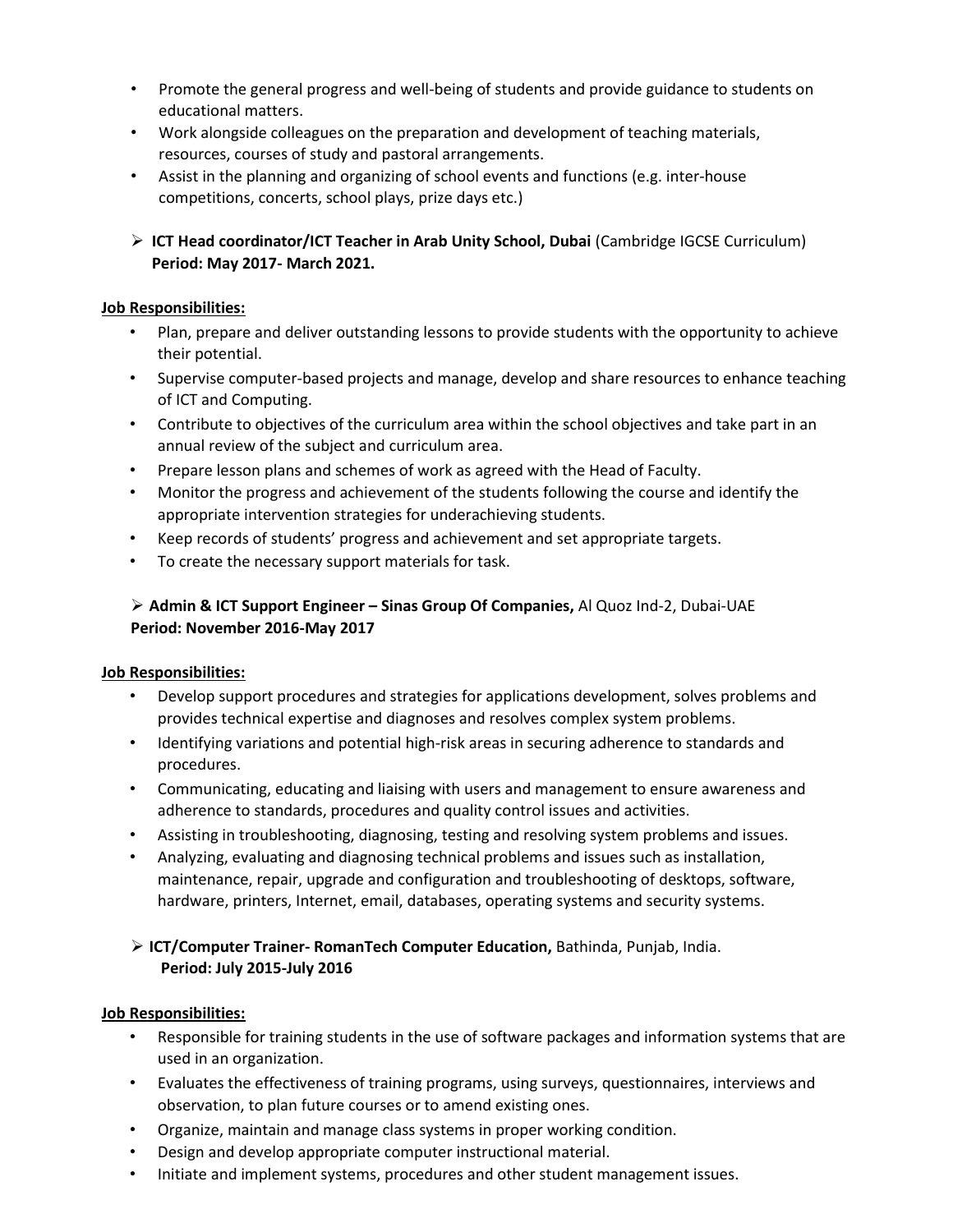- Promote the general progress and well-being of students and provide guidance to students on educational matters.
- Work alongside colleagues on the preparation and development of teaching materials, resources, courses of study and pastoral arrangements.
- Assist in the planning and organizing of school events and functions (e.g. inter-house competitions, concerts, school plays, prize days etc.)

➢ **ICT Head coordinator/ICT Teacher in Arab Unity School, Dubai** (Cambridge IGCSE Curriculum)
**Period: May 2017- March 2021.**

**Job Responsibilities:**

- Plan, prepare and deliver outstanding lessons to provide students with the opportunity to achieve their potential.
- Supervise computer-based projects and manage, develop and share resources to enhance teaching of ICT and Computing.
- Contribute to objectives of the curriculum area within the school objectives and take part in an annual review of the subject and curriculum area.
- Prepare lesson plans and schemes of work as agreed with the Head of Faculty.
- Monitor the progress and achievement of the students following the course and identify the appropriate intervention strategies for underachieving students.
- Keep records of students' progress and achievement and set appropriate targets.
- To create the necessary support materials for task.

➢ **Admin & ICT Support Engineer – Sinas Group Of Companies,** Al Quoz Ind-2, Dubai-UAE
**Period: November 2016-May 2017**

**Job Responsibilities:**

- Develop support procedures and strategies for applications development, solves problems and provides technical expertise and diagnoses and resolves complex system problems.
- Identifying variations and potential high-risk areas in securing adherence to standards and procedures.
- Communicating, educating and liaising with users and management to ensure awareness and adherence to standards, procedures and quality control issues and activities.
- Assisting in troubleshooting, diagnosing, testing and resolving system problems and issues.
- Analyzing, evaluating and diagnosing technical problems and issues such as installation, maintenance, repair, upgrade and configuration and troubleshooting of desktops, software, hardware, printers, Internet, email, databases, operating systems and security systems.

➢ **ICT/Computer Trainer- RomanTech Computer Education,** Bathinda, Punjab, India.
**Period: July 2015-July 2016**

**Job Responsibilities:**

- Responsible for training students in the use of software packages and information systems that are used in an organization.
- Evaluates the effectiveness of training programs, using surveys, questionnaires, interviews and observation, to plan future courses or to amend existing ones.
- Organize, maintain and manage class systems in proper working condition.
- Design and develop appropriate computer instructional material.
- Initiate and implement systems, procedures and other student management issues.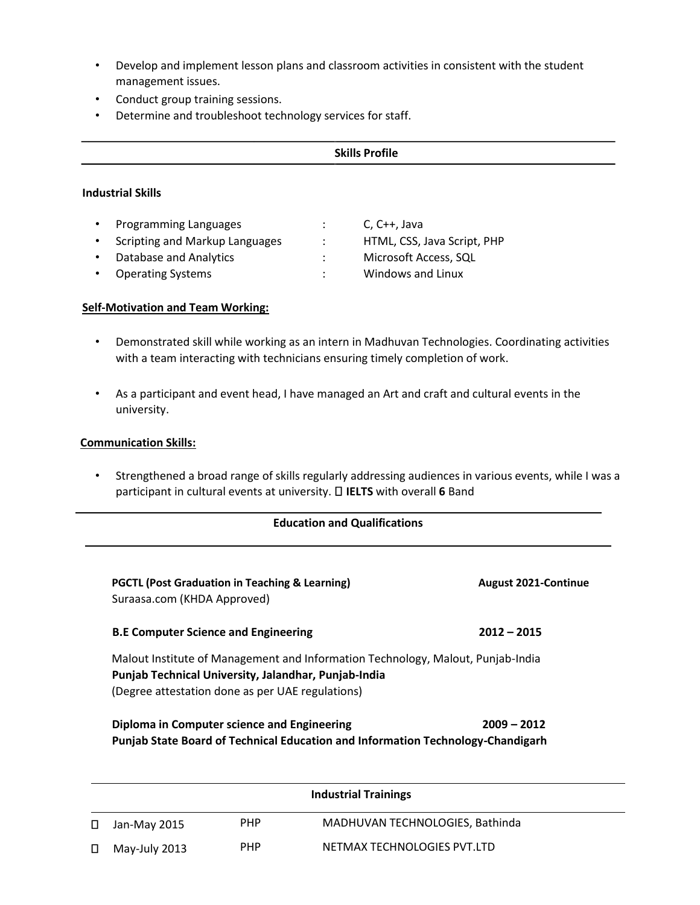- Develop and implement lesson plans and classroom activities in consistent with the student management issues.
- Conduct group training sessions.
- Determine and troubleshoot technology services for staff.

---

## Skills Profile

---

### Industrial Skills

- Programming Languages : C, C++, Java
- Scripting and Markup Languages : HTML, CSS, Java Script, PHP
- Database and Analytics : Microsoft Access, SQL
- Operating Systems : Windows and Linux

**Self-Motivation and Team Working:**

- Demonstrated skill while working as an intern in Madhuvan Technologies. Coordinating activities with a team interacting with technicians ensuring timely completion of work.
- As a participant and event head, I have managed an Art and craft and cultural events in the university.

**Communication Skills:**

- Strengthened a broad range of skills regularly addressing audiences in various events, while I was a participant in cultural events at university.  **IELTS** with overall **6** Band

---

## Education and Qualifications

---

**PGCTL (Post Graduation in Teaching & Learning)** **August 2021-Continue**
Suraasa.com (KHDA Approved)

**B.E Computer Science and Engineering** **2012 – 2015**

Malout Institute of Management and Information Technology, Malout, Punjab-India
**Punjab Technical University, Jalandhar, Punjab-India**
(Degree attestation done as per UAE regulations)

**Diploma in Computer science and Engineering** **2009 – 2012**
**Punjab State Board of Technical Education and Information Technology-Chandigarh**

---

## Industrial Trainings

---

| Period | Technology | Company |
| --- | --- | --- |
| Jan-May 2015 | PHP | MADHUVAN TECHNOLOGIES, Bathinda |
| May-July 2013 | PHP | NETMAX TECHNOLOGIES PVT.LTD |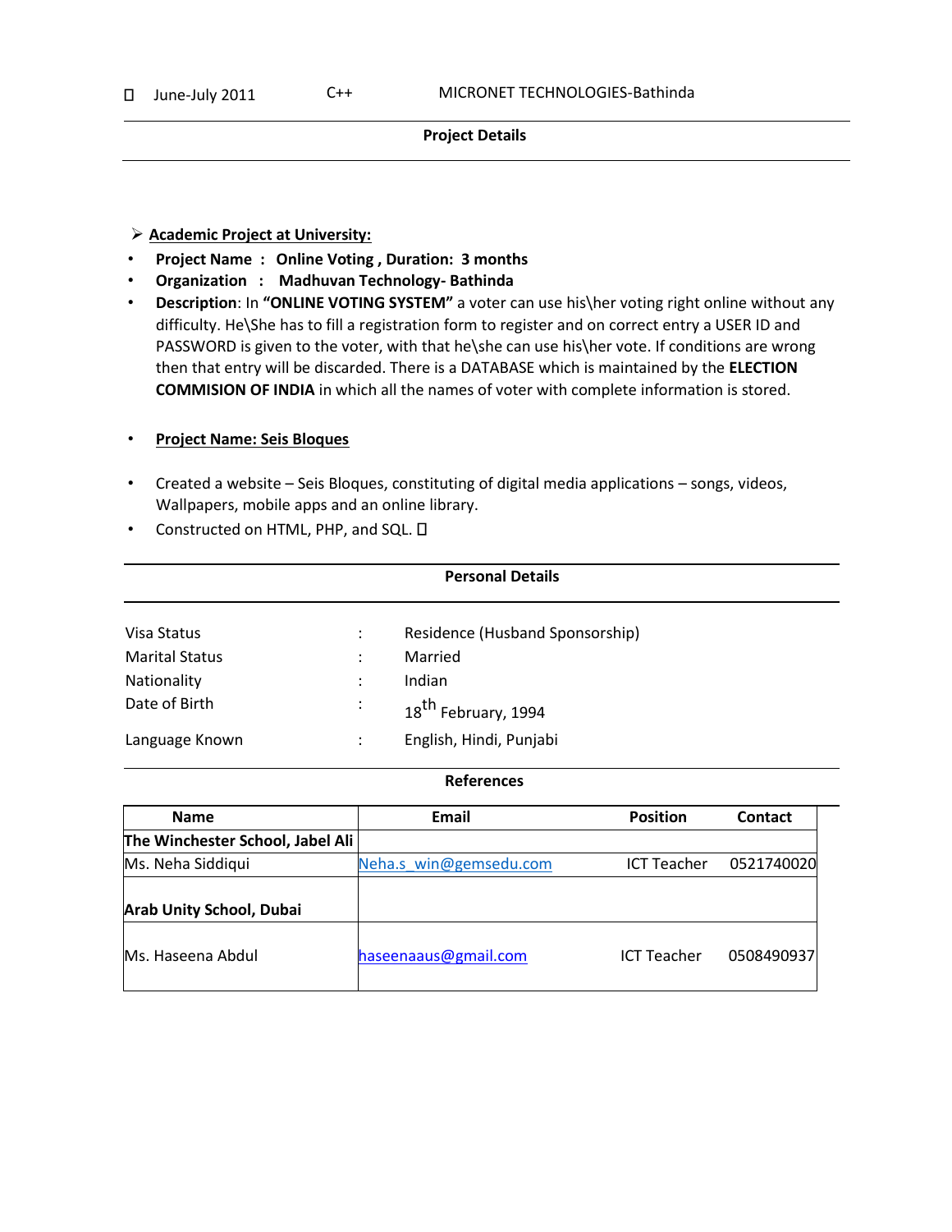- June-July 2011 C++ MICRONET TECHNOLOGIES-Bathinda

## Project Details

- **Academic Project at University:**

- **Project Name : Online Voting , Duration: 3 months**
- **Organization : Madhuvan Technology- Bathinda**
- **Description**: In **"ONLINE VOTING SYSTEM"** a voter can use his\her voting right online without any difficulty. He\She has to fill a registration form to register and on correct entry a USER ID and PASSWORD is given to the voter, with that he\she can use his\her vote. If conditions are wrong then that entry will be discarded. There is a DATABASE which is maintained by the **ELECTION COMMISION OF INDIA** in which all the names of voter with complete information is stored.

- **Project Name: Seis Bloques**

- Created a website – Seis Bloques, constituting of digital media applications – songs, videos, Wallpapers, mobile apps and an online library.
- Constructed on HTML, PHP, and SQL.

## Personal Details

| | | |
|---|---|---|
| Visa Status | : | Residence (Husband Sponsorship) |
| Marital Status | : | Married |
| Nationality | : | Indian |
| Date of Birth | : | 18th February, 1994 |
| Language Known | : | English, Hindi, Punjabi |

## References

| Name | Email | Position | Contact |
|---|---|---|---|
| **The Winchester School, Jabel Ali** | | | |
| Ms. Neha Siddiqui | Neha.s_win@gemsedu.com | ICT Teacher | 0521740020 |
| **Arab Unity School, Dubai** | | | |
| Ms. Haseena Abdul | haseenaaus@gmail.com | ICT Teacher | 0508490937 |